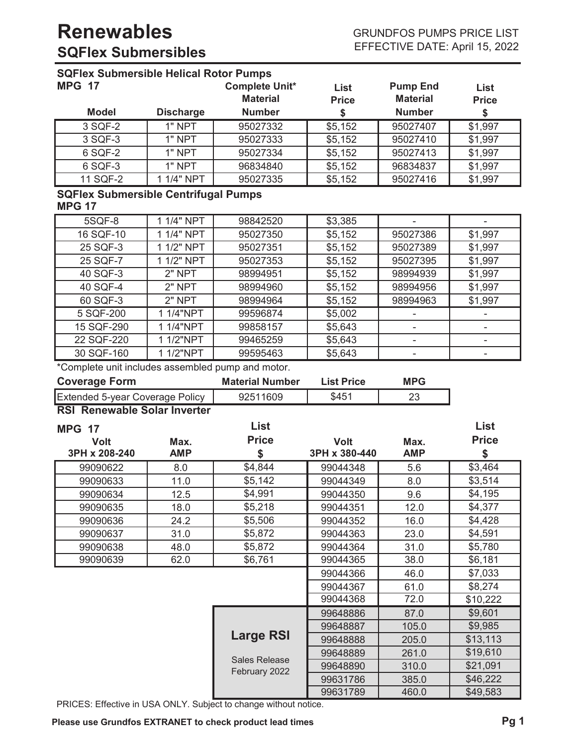# Renewables

## SQFlex Submersibles

GRUNDFOS PUMPS PRICE LIST
EFFECTIVE DATE: April 15, 2022

### SQFlex Submersible Helical Rotor Pumps

MPG 17

| Model | Discharge | Complete Unit* Material Number | List Price $ | Pump End Material Number | List Price $ |
|---|---|---|---|---|---|
| 3 SQF-2 | 1" NPT | 95027332 | $5,152 | 95027407 | $1,997 |
| 3 SQF-3 | 1" NPT | 95027333 | $5,152 | 95027410 | $1,997 |
| 6 SQF-2 | 1" NPT | 95027334 | $5,152 | 95027413 | $1,997 |
| 6 SQF-3 | 1" NPT | 96834840 | $5,152 | 96834837 | $1,997 |
| 11 SQF-2 | 1 1/4" NPT | 95027335 | $5,152 | 95027416 | $1,997 |

### SQFlex Submersible Centrifugal Pumps

MPG 17

| Model | Discharge | Complete Unit* Material Number | List Price $ | Pump End Material Number | List Price $ |
|---|---|---|---|---|---|
| 5SQF-8 | 1 1/4" NPT | 98842520 | $3,385 | - | - |
| 16 SQF-10 | 1 1/4" NPT | 95027350 | $5,152 | 95027386 | $1,997 |
| 25 SQF-3 | 1 1/2" NPT | 95027351 | $5,152 | 95027389 | $1,997 |
| 25 SQF-7 | 1 1/2" NPT | 95027353 | $5,152 | 95027395 | $1,997 |
| 40 SQF-3 | 2" NPT | 98994951 | $5,152 | 98994939 | $1,997 |
| 40 SQF-4 | 2" NPT | 98994960 | $5,152 | 98994956 | $1,997 |
| 60 SQF-3 | 2" NPT | 98994964 | $5,152 | 98994963 | $1,997 |
| 5 SQF-200 | 1 1/4"NPT | 99596874 | $5,002 | - | - |
| 15 SQF-290 | 1 1/4"NPT | 99858157 | $5,643 | - | - |
| 22 SQF-220 | 1 1/2"NPT | 99465259 | $5,643 | - | - |
| 30 SQF-160 | 1 1/2"NPT | 99595463 | $5,643 | - | - |

*Complete unit includes assembled pump and motor.

| Coverage Form | Material Number | List Price | MPG |
|---|---|---|---|
| Extended 5-year Coverage Policy | 92511609 | $451 | 23 |

### RSI Renewable Solar Inverter

MPG 17

| Volt 3PH x 208-240 | Max. AMP | List Price $ | Volt 3PH x 380-440 | Max. AMP | List Price $ |
|---|---|---|---|---|---|
| 99090622 | 8.0 | $4,844 | 99044348 | 5.6 | $3,464 |
| 99090633 | 11.0 | $5,142 | 99044349 | 8.0 | $3,514 |
| 99090634 | 12.5 | $4,991 | 99044350 | 9.6 | $4,195 |
| 99090635 | 18.0 | $5,218 | 99044351 | 12.0 | $4,377 |
| 99090636 | 24.2 | $5,506 | 99044352 | 16.0 | $4,428 |
| 99090637 | 31.0 | $5,872 | 99044363 | 23.0 | $4,591 |
| 99090638 | 48.0 | $5,872 | 99044364 | 31.0 | $5,780 |
| 99090639 | 62.0 | $6,761 | 99044365 | 38.0 | $6,181 |
| | | | 99044366 | 46.0 | $7,033 |
| | | | 99044367 | 61.0 | $8,274 |
| | | | 99044368 | 72.0 | $10,222 |
| | | Large RSI (Sales Release February 2022) | 99648886 | 87.0 | $9,601 |
| | | | 99648887 | 105.0 | $9,985 |
| | | | 99648888 | 205.0 | $13,113 |
| | | | 99648889 | 261.0 | $19,610 |
| | | | 99648890 | 310.0 | $21,091 |
| | | | 99631786 | 385.0 | $46,222 |
| | | | 99631789 | 460.0 | $49,583 |

PRICES: Effective in USA ONLY. Subject to change without notice.

**Please use Grundfos EXTRANET to check product lead times**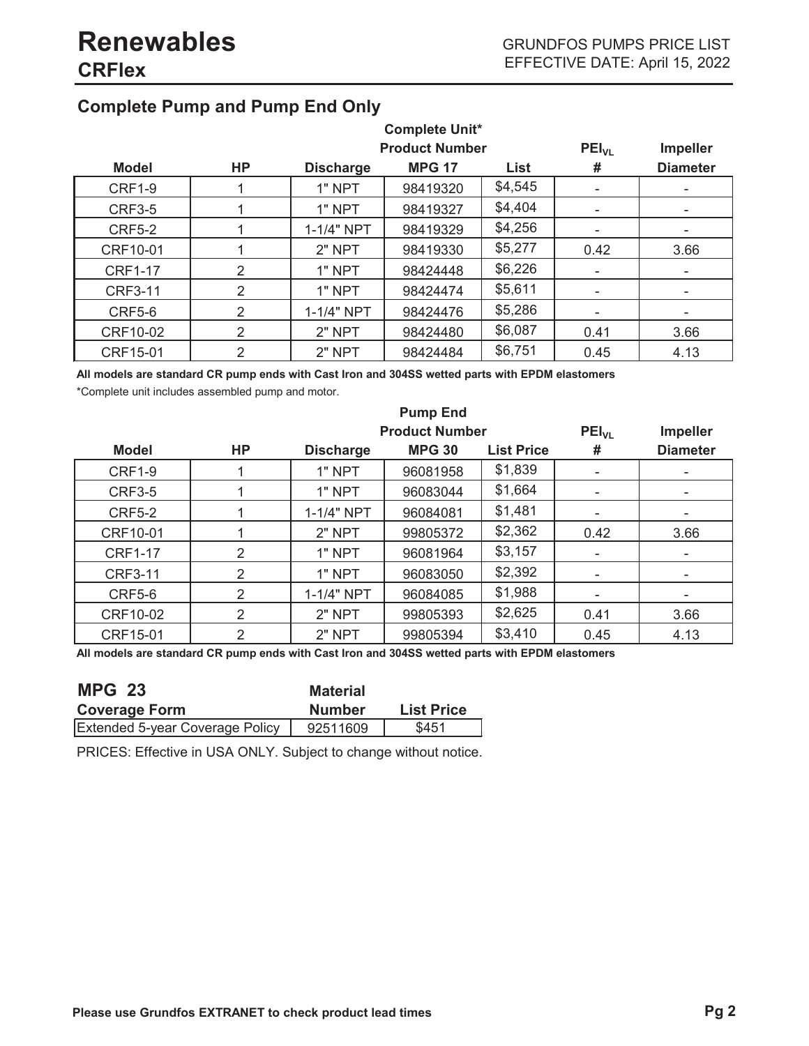# Renewables

## CRFlex

### Complete Pump and Pump End Only

| Model | HP | Discharge | Complete Unit* Product Number MPG 17 | List | $PEI_{VL}$ # | Impeller Diameter |
|---|---|---|---|---|---|---|
| CRF1-9 | 1 | 1" NPT | 98419320 | $4,545 | - | - |
| CRF3-5 | 1 | 1" NPT | 98419327 | $4,404 | - | - |
| CRF5-2 | 1 | 1-1/4" NPT | 98419329 | $4,256 | - | - |
| CRF10-01 | 1 | 2" NPT | 98419330 | $5,277 | 0.42 | 3.66 |
| CRF1-17 | 2 | 1" NPT | 98424448 | $6,226 | - | - |
| CRF3-11 | 2 | 1" NPT | 98424474 | $5,611 | - | - |
| CRF5-6 | 2 | 1-1/4" NPT | 98424476 | $5,286 | - | - |
| CRF10-02 | 2 | 2" NPT | 98424480 | $6,087 | 0.41 | 3.66 |
| CRF15-01 | 2 | 2" NPT | 98424484 | $6,751 | 0.45 | 4.13 |

**All models are standard CR pump ends with Cast Iron and 304SS wetted parts with EPDM elastomers**

*Complete unit includes assembled pump and motor.

| Model | HP | Discharge | Pump End Product Number MPG 30 | List Price | $PEI_{VL}$ # | Impeller Diameter |
|---|---|---|---|---|---|---|
| CRF1-9 | 1 | 1" NPT | 96081958 | $1,839 | - | - |
| CRF3-5 | 1 | 1" NPT | 96083044 | $1,664 | - | - |
| CRF5-2 | 1 | 1-1/4" NPT | 96084081 | $1,481 | - | - |
| CRF10-01 | 1 | 2" NPT | 99805372 | $2,362 | 0.42 | 3.66 |
| CRF1-17 | 2 | 1" NPT | 96081964 | $3,157 | - | - |
| CRF3-11 | 2 | 1" NPT | 96083050 | $2,392 | - | - |
| CRF5-6 | 2 | 1-1/4" NPT | 96084085 | $1,988 | - | - |
| CRF10-02 | 2 | 2" NPT | 99805393 | $2,625 | 0.41 | 3.66 |
| CRF15-01 | 2 | 2" NPT | 99805394 | $3,410 | 0.45 | 4.13 |

**All models are standard CR pump ends with Cast Iron and 304SS wetted parts with EPDM elastomers**

| MPG 23 Coverage Form | Material Number | List Price |
|---|---|---|
| Extended 5-year Coverage Policy | 92511609 | $451 |

PRICES: Effective in USA ONLY. Subject to change without notice.

**Please use Grundfos EXTRANET to check product lead times**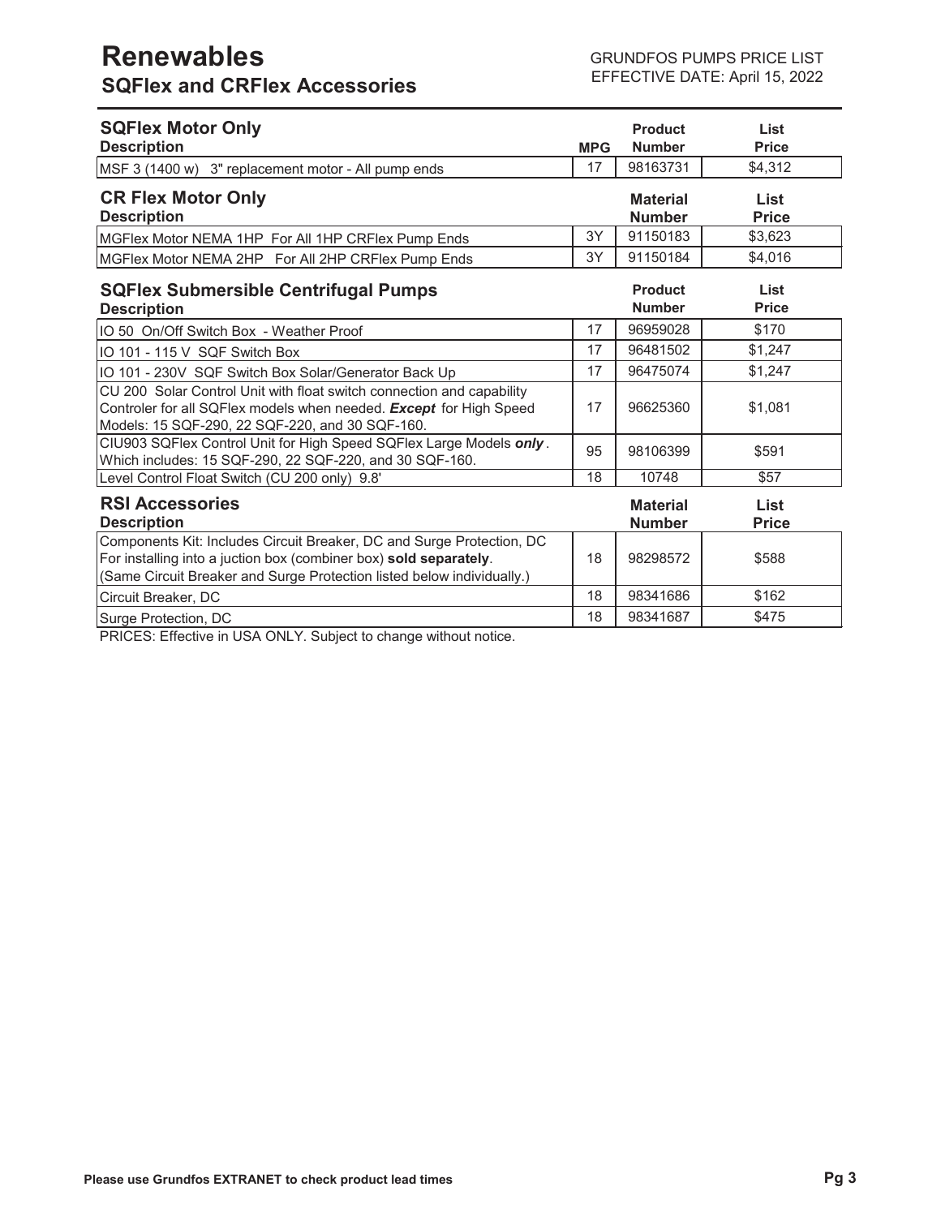# Renewables

## SQFlex and CRFlex Accessories

GRUNDFOS PUMPS PRICE LIST
EFFECTIVE DATE: April 15, 2022

### SQFlex Motor Only

| Description | MPG | Product Number | List Price |
|---|---|---|---|
| MSF 3 (1400 w) 3" replacement motor - All pump ends | 17 | 98163731 | $4,312 |

### CR Flex Motor Only

| Description | | Material Number | List Price |
|---|---|---|---|
| MGFlex Motor NEMA 1HP For All 1HP CRFlex Pump Ends | 3Y | 91150183 | $3,623 |
| MGFlex Motor NEMA 2HP For All 2HP CRFlex Pump Ends | 3Y | 91150184 | $4,016 |

### SQFlex Submersible Centrifugal Pumps

| Description | | Product Number | List Price |
|---|---|---|---|
| IO 50 On/Off Switch Box - Weather Proof | 17 | 96959028 | $170 |
| IO 101 - 115 V SQF Switch Box | 17 | 96481502 | $1,247 |
| IO 101 - 230V SQF Switch Box Solar/Generator Back Up | 17 | 96475074 | $1,247 |
| CU 200 Solar Control Unit with float switch connection and capability Controler for all SQFlex models when needed. ***Except*** for High Speed Models: 15 SQF-290, 22 SQF-220, and 30 SQF-160. | 17 | 96625360 | $1,081 |
| CIU903 SQFlex Control Unit for High Speed SQFlex Large Models ***only***. Which includes: 15 SQF-290, 22 SQF-220, and 30 SQF-160. | 95 | 98106399 | $591 |
| Level Control Float Switch (CU 200 only) 9.8' | 18 | 10748 | $57 |

### RSI Accessories

| Description | | Material Number | List Price |
|---|---|---|---|
| Components Kit: Includes Circuit Breaker, DC and Surge Protection, DC For installing into a juction box (combiner box) **sold separately**. (Same Circuit Breaker and Surge Protection listed below individually.) | 18 | 98298572 | $588 |
| Circuit Breaker, DC | 18 | 98341686 | $162 |
| Surge Protection, DC | 18 | 98341687 | $475 |

PRICES: Effective in USA ONLY. Subject to change without notice.

**Please use Grundfos EXTRANET to check product lead times**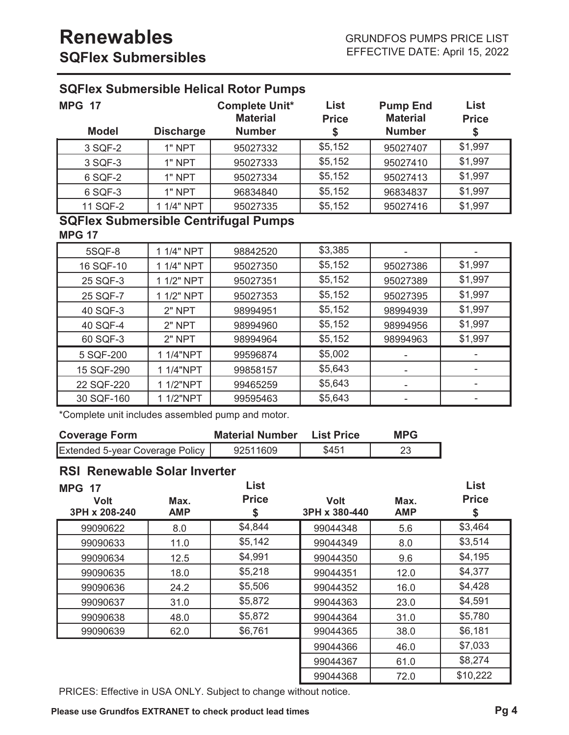# Renewables

## SQFlex Submersibles

GRUNDFOS PUMPS PRICE LIST
EFFECTIVE DATE: April 15, 2022

### SQFlex Submersible Helical Rotor Pumps

**MPG 17**

| Model | Discharge | Complete Unit* Material Number | List Price $ | Pump End Material Number | List Price $ |
|---|---|---|---|---|---|
| 3 SQF-2 | 1" NPT | 95027332 | $5,152 | 95027407 | $1,997 |
| 3 SQF-3 | 1" NPT | 95027333 | $5,152 | 95027410 | $1,997 |
| 6 SQF-2 | 1" NPT | 95027334 | $5,152 | 95027413 | $1,997 |
| 6 SQF-3 | 1" NPT | 96834840 | $5,152 | 96834837 | $1,997 |
| 11 SQF-2 | 1 1/4" NPT | 95027335 | $5,152 | 95027416 | $1,997 |

### SQFlex Submersible Centrifugal Pumps

**MPG 17**

| Model | Discharge | Complete Unit* Material Number | List Price $ | Pump End Material Number | List Price $ |
|---|---|---|---|---|---|
| 5SQF-8 | 1 1/4" NPT | 98842520 | $3,385 | - | - |
| 16 SQF-10 | 1 1/4" NPT | 95027350 | $5,152 | 95027386 | $1,997 |
| 25 SQF-3 | 1 1/2" NPT | 95027351 | $5,152 | 95027389 | $1,997 |
| 25 SQF-7 | 1 1/2" NPT | 95027353 | $5,152 | 95027395 | $1,997 |
| 40 SQF-3 | 2" NPT | 98994951 | $5,152 | 98994939 | $1,997 |
| 40 SQF-4 | 2" NPT | 98994960 | $5,152 | 98994956 | $1,997 |
| 60 SQF-3 | 2" NPT | 98994964 | $5,152 | 98994963 | $1,997 |
| 5 SQF-200 | 1 1/4"NPT | 99596874 | $5,002 | - | - |
| 15 SQF-290 | 1 1/4"NPT | 99858157 | $5,643 | - | - |
| 22 SQF-220 | 1 1/2"NPT | 99465259 | $5,643 | - | - |
| 30 SQF-160 | 1 1/2"NPT | 99595463 | $5,643 | - | - |

*Complete unit includes assembled pump and motor.

| Coverage Form | Material Number | List Price | MPG |
|---|---|---|---|
| Extended 5-year Coverage Policy | 92511609 | $451 | 23 |

### RSI Renewable Solar Inverter

**MPG 17**

| Volt 3PH x 208-240 | Max. AMP | List Price $ | Volt 3PH x 380-440 | Max. AMP | List Price $ |
|---|---|---|---|---|---|
| 99090622 | 8.0 | $4,844 | 99044348 | 5.6 | $3,464 |
| 99090633 | 11.0 | $5,142 | 99044349 | 8.0 | $3,514 |
| 99090634 | 12.5 | $4,991 | 99044350 | 9.6 | $4,195 |
| 99090635 | 18.0 | $5,218 | 99044351 | 12.0 | $4,377 |
| 99090636 | 24.2 | $5,506 | 99044352 | 16.0 | $4,428 |
| 99090637 | 31.0 | $5,872 | 99044363 | 23.0 | $4,591 |
| 99090638 | 48.0 | $5,872 | 99044364 | 31.0 | $5,780 |
| 99090639 | 62.0 | $6,761 | 99044365 | 38.0 | $6,181 |
| | | | 99044366 | 46.0 | $7,033 |
| | | | 99044367 | 61.0 | $8,274 |
| | | | 99044368 | 72.0 | $10,222 |

PRICES: Effective in USA ONLY. Subject to change without notice.

**Please use Grundfos EXTRANET to check product lead times**